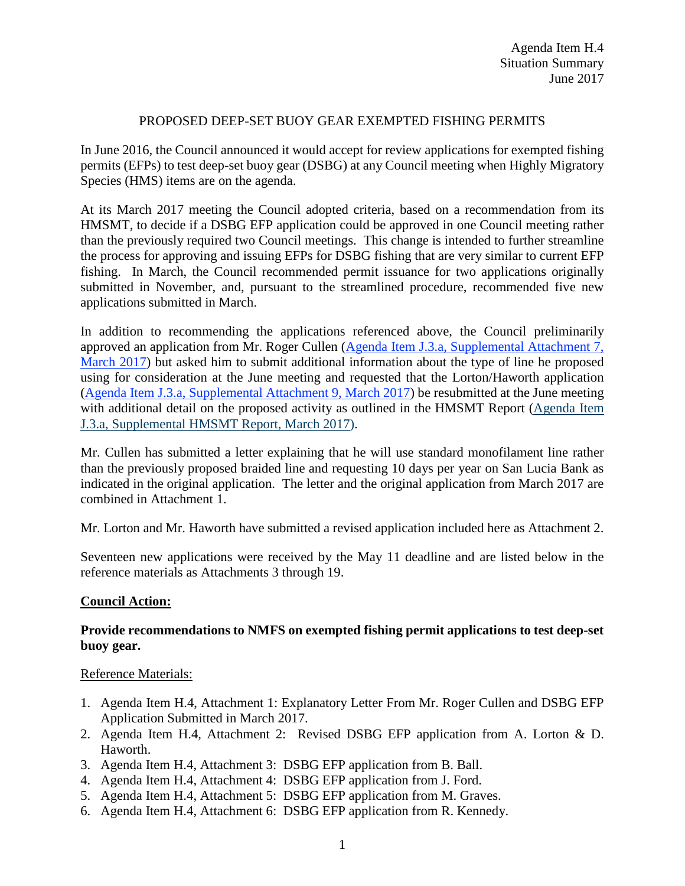Agenda Item H.4
Situation Summary
June 2017

# PROPOSED DEEP-SET BUOY GEAR EXEMPTED FISHING PERMITS

In June 2016, the Council announced it would accept for review applications for exempted fishing permits (EFPs) to test deep-set buoy gear (DSBG) at any Council meeting when Highly Migratory Species (HMS) items are on the agenda.

At its March 2017 meeting the Council adopted criteria, based on a recommendation from its HMSMT, to decide if a DSBG EFP application could be approved in one Council meeting rather than the previously required two Council meetings. This change is intended to further streamline the process for approving and issuing EFPs for DSBG fishing that are very similar to current EFP fishing. In March, the Council recommended permit issuance for two applications originally submitted in November, and, pursuant to the streamlined procedure, recommended five new applications submitted in March.

In addition to recommending the applications referenced above, the Council preliminarily approved an application from Mr. Roger Cullen (Agenda Item J.3.a, Supplemental Attachment 7, March 2017) but asked him to submit additional information about the type of line he proposed using for consideration at the June meeting and requested that the Lorton/Haworth application (Agenda Item J.3.a, Supplemental Attachment 9, March 2017) be resubmitted at the June meeting with additional detail on the proposed activity as outlined in the HMSMT Report (Agenda Item J.3.a, Supplemental HMSMT Report, March 2017).

Mr. Cullen has submitted a letter explaining that he will use standard monofilament line rather than the previously proposed braided line and requesting 10 days per year on San Lucia Bank as indicated in the original application. The letter and the original application from March 2017 are combined in Attachment 1.

Mr. Lorton and Mr. Haworth have submitted a revised application included here as Attachment 2.

Seventeen new applications were received by the May 11 deadline and are listed below in the reference materials as Attachments 3 through 19.

**Council Action:**

**Provide recommendations to NMFS on exempted fishing permit applications to test deep-set buoy gear.**

Reference Materials:

1. Agenda Item H.4, Attachment 1: Explanatory Letter From Mr. Roger Cullen and DSBG EFP Application Submitted in March 2017.
2. Agenda Item H.4, Attachment 2: Revised DSBG EFP application from A. Lorton & D. Haworth.
3. Agenda Item H.4, Attachment 3: DSBG EFP application from B. Ball.
4. Agenda Item H.4, Attachment 4: DSBG EFP application from J. Ford.
5. Agenda Item H.4, Attachment 5: DSBG EFP application from M. Graves.
6. Agenda Item H.4, Attachment 6: DSBG EFP application from R. Kennedy.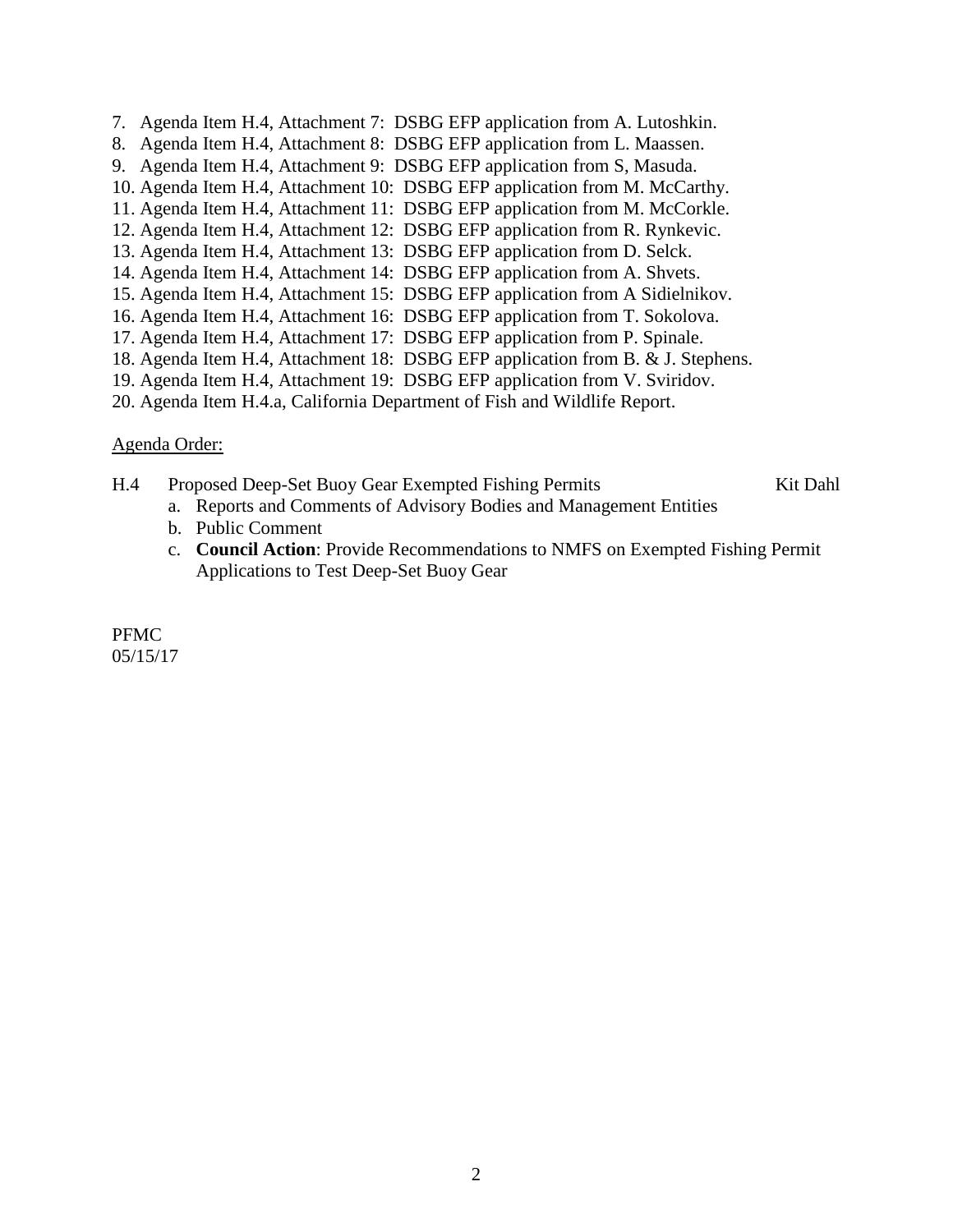7. Agenda Item H.4, Attachment 7: DSBG EFP application from A. Lutoshkin.
8. Agenda Item H.4, Attachment 8: DSBG EFP application from L. Maassen.
9. Agenda Item H.4, Attachment 9: DSBG EFP application from S, Masuda.
10. Agenda Item H.4, Attachment 10: DSBG EFP application from M. McCarthy.
11. Agenda Item H.4, Attachment 11: DSBG EFP application from M. McCorkle.
12. Agenda Item H.4, Attachment 12: DSBG EFP application from R. Rynkevic.
13. Agenda Item H.4, Attachment 13: DSBG EFP application from D. Selck.
14. Agenda Item H.4, Attachment 14: DSBG EFP application from A. Shvets.
15. Agenda Item H.4, Attachment 15: DSBG EFP application from A Sidielnikov.
16. Agenda Item H.4, Attachment 16: DSBG EFP application from T. Sokolova.
17. Agenda Item H.4, Attachment 17: DSBG EFP application from P. Spinale.
18. Agenda Item H.4, Attachment 18: DSBG EFP application from B. & J. Stephens.
19. Agenda Item H.4, Attachment 19: DSBG EFP application from V. Sviridov.
20. Agenda Item H.4.a, California Department of Fish and Wildlife Report.

Agenda Order:

H.4 Proposed Deep-Set Buoy Gear Exempted Fishing Permits — Kit Dahl

a. Reports and Comments of Advisory Bodies and Management Entities
b. Public Comment
c. **Council Action**: Provide Recommendations to NMFS on Exempted Fishing Permit Applications to Test Deep-Set Buoy Gear

PFMC
05/15/17